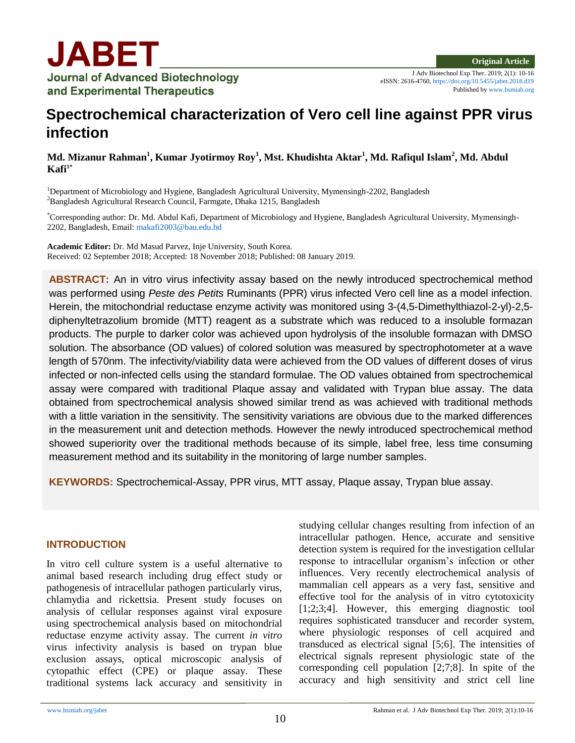Original Article

# Spectrochemical characterization of Vero cell line against PPR virus infection

**Md. Mizanur Rahman[1], Kumar Jyotirmoy Roy[1], Mst. Khudishta Aktar[1], Md. Rafiqul Islam[2], Md. Abdul Kafi[1*]**

[1]Department of Microbiology and Hygiene, Bangladesh Agricultural University, Mymensingh-2202, Bangladesh
[2]Bangladesh Agricultural Research Council, Farmgate, Dhaka 1215, Bangladesh

[*]Corresponding author: Dr. Md. Abdul Kafi, Department of Microbiology and Hygiene, Bangladesh Agricultural University, Mymensingh-2202, Bangladesh, Email: makafi2003@bau.edu.bd

**Academic Editor:** Dr. Md Masud Parvez, Inje University, South Korea.
Received: 02 September 2018; Accepted: 18 November 2018; Published: 08 January 2019.

**ABSTRACT:** An in vitro virus infectivity assay based on the newly introduced spectrochemical method was performed using *Peste des Petits* Ruminants (PPR) virus infected Vero cell line as a model infection. Herein, the mitochondrial reductase enzyme activity was monitored using 3-(4,5-Dimethylthiazol-2-yl)-2,5-diphenyltetrazolium bromide (MTT) reagent as a substrate which was reduced to a insoluble formazan products. The purple to darker color was achieved upon hydrolysis of the insoluble formazan with DMSO solution. The absorbance (OD values) of colored solution was measured by spectrophotometer at a wave length of 570nm. The infectivity/viability data were achieved from the OD values of different doses of virus infected or non-infected cells using the standard formulae. The OD values obtained from spectrochemical assay were compared with traditional Plaque assay and validated with Trypan blue assay. The data obtained from spectrochemical analysis showed similar trend as was achieved with traditional methods with a little variation in the sensitivity. The sensitivity variations are obvious due to the marked differences in the measurement unit and detection methods. However the newly introduced spectrochemical method showed superiority over the traditional methods because of its simple, label free, less time consuming measurement method and its suitability in the monitoring of large number samples.

**KEYWORDS:** Spectrochemical-Assay, PPR virus, MTT assay, Plaque assay, Trypan blue assay.

## INTRODUCTION

In vitro cell culture system is a useful alternative to animal based research including drug effect study or pathogenesis of intracellular pathogen particularly virus, chlamydia and rickettsia. Present study focuses on analysis of cellular responses against viral exposure using spectrochemical analysis based on mitochondrial reductase enzyme activity assay. The current *in vitro* virus infectivity analysis is based on trypan blue exclusion assays, optical microscopic analysis of cytopathic effect (CPE) or plaque assay. These traditional systems lack accuracy and sensitivity in studying cellular changes resulting from infection of an intracellular pathogen. Hence, accurate and sensitive detection system is required for the investigation cellular response to intracellular organism's infection or other influences. Very recently electrochemical analysis of mammalian cell appears as a very fast, sensitive and effective tool for the analysis of in vitro cytotoxicity [1;2;3;4]. However, this emerging diagnostic tool requires sophisticated transducer and recorder system, where physiologic responses of cell acquired and transduced as electrical signal [5;6]. The intensities of electrical signals represent physiologic state of the corresponding cell population [2;7;8]. In spite of the accuracy and high sensitivity and strict cell line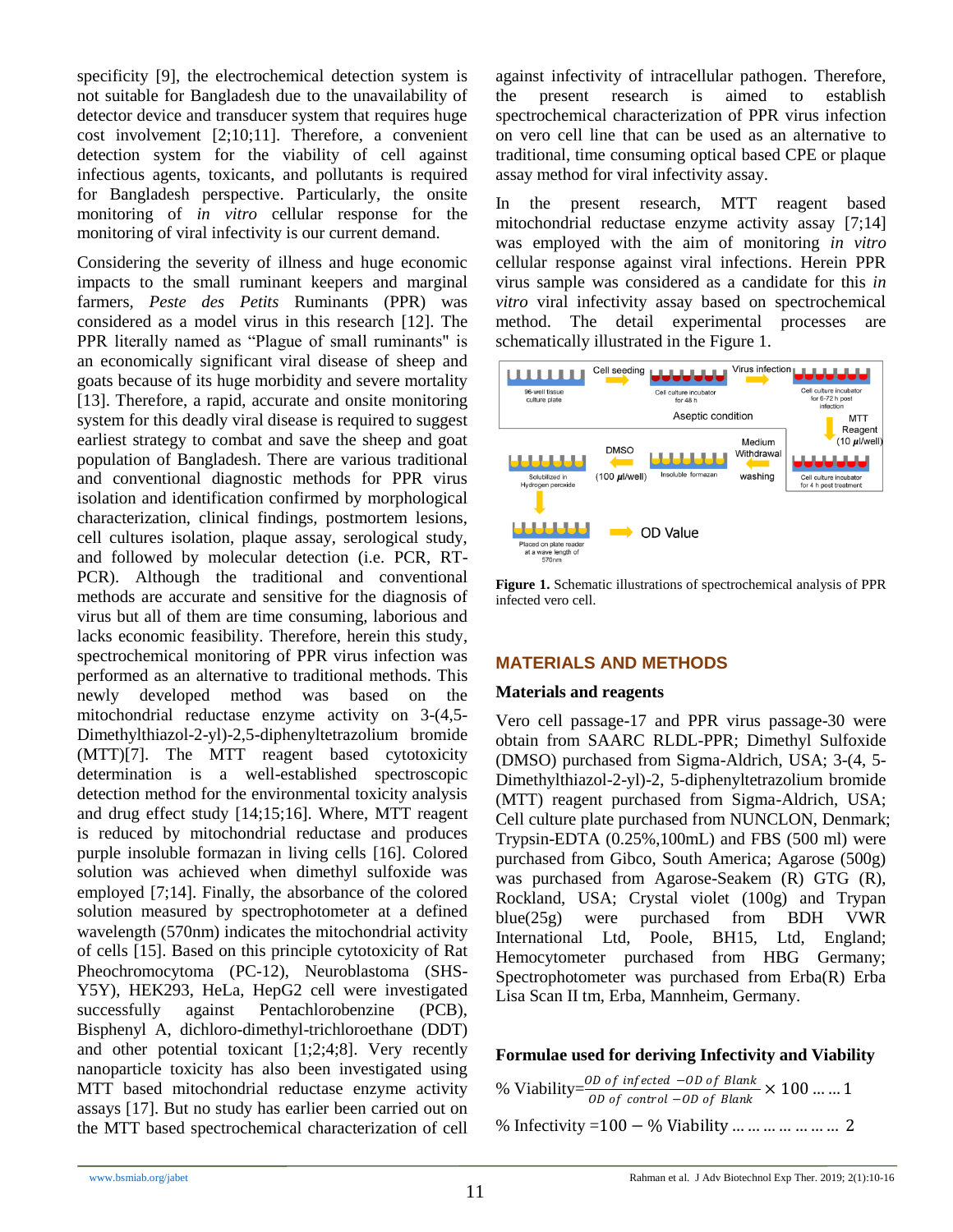specificity [9], the electrochemical detection system is not suitable for Bangladesh due to the unavailability of detector device and transducer system that requires huge cost involvement [2;10;11]. Therefore, a convenient detection system for the viability of cell against infectious agents, toxicants, and pollutants is required for Bangladesh perspective. Particularly, the onsite monitoring of *in vitro* cellular response for the monitoring of viral infectivity is our current demand.

Considering the severity of illness and huge economic impacts to the small ruminant keepers and marginal farmers, *Peste des Petits* Ruminants (PPR) was considered as a model virus in this research [12]. The PPR literally named as "Plague of small ruminants" is an economically significant viral disease of sheep and goats because of its huge morbidity and severe mortality [13]. Therefore, a rapid, accurate and onsite monitoring system for this deadly viral disease is required to suggest earliest strategy to combat and save the sheep and goat population of Bangladesh. There are various traditional and conventional diagnostic methods for PPR virus isolation and identification confirmed by morphological characterization, clinical findings, postmortem lesions, cell cultures isolation, plaque assay, serological study, and followed by molecular detection (i.e. PCR, RT-PCR). Although the traditional and conventional methods are accurate and sensitive for the diagnosis of virus but all of them are time consuming, laborious and lacks economic feasibility. Therefore, herein this study, spectrochemical monitoring of PPR virus infection was performed as an alternative to traditional methods. This newly developed method was based on the mitochondrial reductase enzyme activity on 3-(4,5-Dimethylthiazol-2-yl)-2,5-diphenyltetrazolium bromide (MTT)[7]. The MTT reagent based cytotoxicity determination is a well-established spectroscopic detection method for the environmental toxicity analysis and drug effect study [14;15;16]. Where, MTT reagent is reduced by mitochondrial reductase and produces purple insoluble formazan in living cells [16]. Colored solution was achieved when dimethyl sulfoxide was employed [7;14]. Finally, the absorbance of the colored solution measured by spectrophotometer at a defined wavelength (570nm) indicates the mitochondrial activity of cells [15]. Based on this principle cytotoxicity of Rat Pheochromocytoma (PC-12), Neuroblastoma (SHS-Y5Y), HEK293, HeLa, HepG2 cell were investigated successfully against Pentachlorobenzine (PCB), Bisphenyl A, dichloro-dimethyl-trichloroethane (DDT) and other potential toxicant [1;2;4;8]. Very recently nanoparticle toxicity has also been investigated using MTT based mitochondrial reductase enzyme activity assays [17]. But no study has earlier been carried out on the MTT based spectrochemical characterization of cell against infectivity of intracellular pathogen. Therefore, the present research is aimed to establish spectrochemical characterization of PPR virus infection on vero cell line that can be used as an alternative to traditional, time consuming optical based CPE or plaque assay method for viral infectivity assay.

In the present research, MTT reagent based mitochondrial reductase enzyme activity assay [7;14] was employed with the aim of monitoring *in vitro* cellular response against viral infections. Herein PPR virus sample was considered as a candidate for this *in vitro* viral infectivity assay based on spectrochemical method. The detail experimental processes are schematically illustrated in the Figure 1.

**Figure 1.** Schematic illustrations of spectrochemical analysis of PPR infected vero cell.

## MATERIALS AND METHODS

### Materials and reagents

Vero cell passage-17 and PPR virus passage-30 were obtain from SAARC RLDL-PPR; Dimethyl Sulfoxide (DMSO) purchased from Sigma-Aldrich, USA; 3-(4, 5-Dimethylthiazol-2-yl)-2, 5-diphenyltetrazolium bromide (MTT) reagent purchased from Sigma-Aldrich, USA; Cell culture plate purchased from NUNCLON, Denmark; Trypsin-EDTA (0.25%,100mL) and FBS (500 ml) were purchased from Gibco, South America; Agarose (500g) was purchased from Agarose-Seakem (R) GTG (R), Rockland, USA; Crystal violet (100g) and Trypan blue(25g) were purchased from BDH VWR International Ltd, Poole, BH15, Ltd, England; Hemocytometer purchased from HBG Germany; Spectrophotometer was purchased from Erba(R) Erba Lisa Scan II tm, Erba, Mannheim, Germany.

### Formulae used for deriving Infectivity and Viability

$$\% \text{ Viability} = \frac{OD\ of\ infected - OD\ of\ Blank}{OD\ of\ control - OD\ of\ Blank} \times 100 \quad \ldots\ldots 1$$

$$\% \text{ Infectivity} = 100 - \% \text{ Viability} \quad \ldots\ldots\ldots\ldots\ldots\ldots\ldots 2$$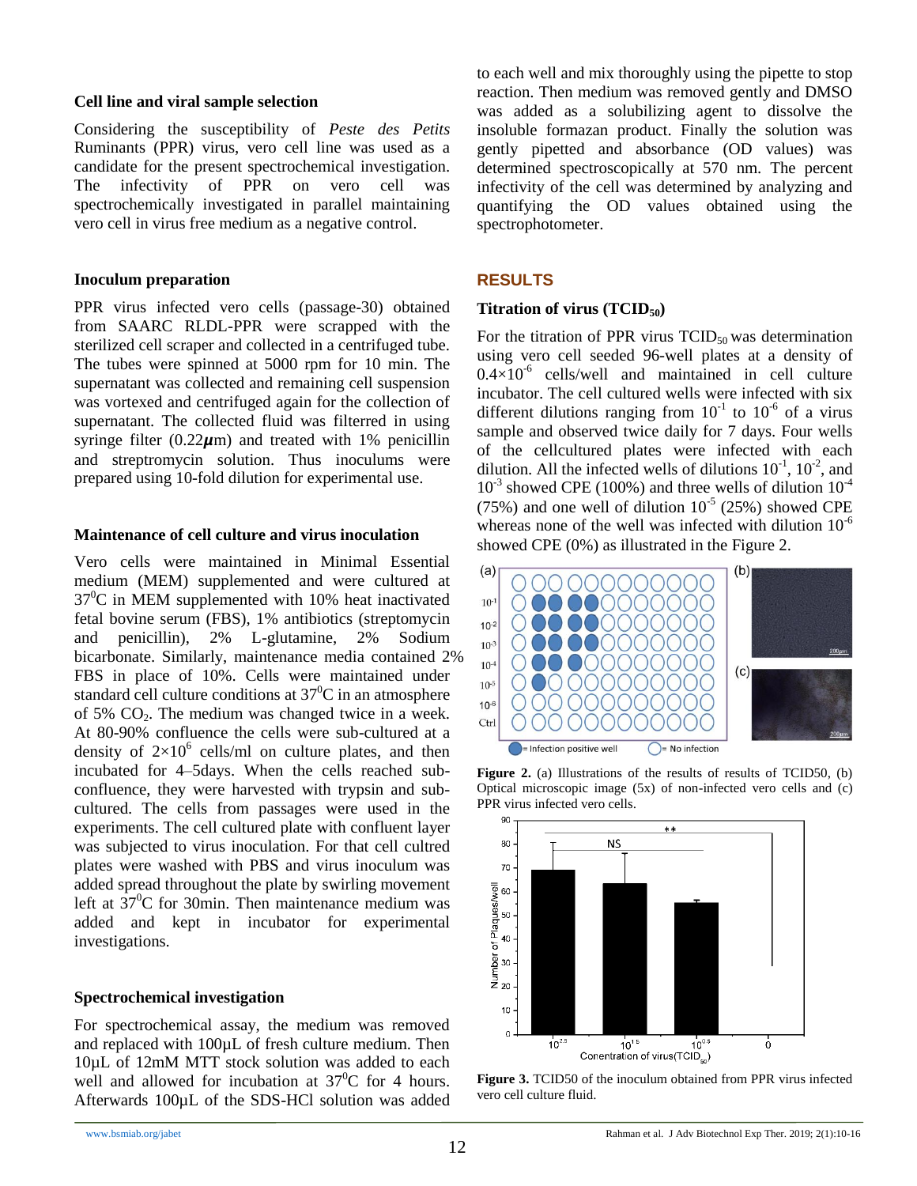### Cell line and viral sample selection

Considering the susceptibility of *Peste des Petits* Ruminants (PPR) virus, vero cell line was used as a candidate for the present spectrochemical investigation. The infectivity of PPR on vero cell was spectrochemically investigated in parallel maintaining vero cell in virus free medium as a negative control.

### Inoculum preparation

PPR virus infected vero cells (passage-30) obtained from SAARC RLDL-PPR were scrapped with the sterilized cell scraper and collected in a centrifuged tube. The tubes were spinned at 5000 rpm for 10 min. The supernatant was collected and remaining cell suspension was vortexed and centrifuged again for the collection of supernatant. The collected fluid was filterred in using syringe filter (0.22$\mu$m) and treated with 1% penicillin and streptromycin solution. Thus inoculums were prepared using 10-fold dilution for experimental use.

### Maintenance of cell culture and virus inoculation

Vero cells were maintained in Minimal Essential medium (MEM) supplemented and were cultured at $37^0$C in MEM supplemented with 10% heat inactivated fetal bovine serum (FBS), 1% antibiotics (streptomycin and penicillin), 2% L-glutamine, 2% Sodium bicarbonate. Similarly, maintenance media contained 2% FBS in place of 10%. Cells were maintained under standard cell culture conditions at $37^0$C in an atmosphere of 5% $CO_2$. The medium was changed twice in a week. At 80-90% confluence the cells were sub-cultured at a density of $2\times10^6$ cells/ml on culture plates, and then incubated for 4–5days. When the cells reached sub-confluence, they were harvested with trypsin and sub-cultured. The cells from passages were used in the experiments. The cell cultured plate with confluent layer was subjected to virus inoculation. For that cell cultred plates were washed with PBS and virus inoculum was added spread throughout the plate by swirling movement left at $37^0$C for 30min. Then maintenance medium was added and kept in incubator for experimental investigations.

### Spectrochemical investigation

For spectrochemical assay, the medium was removed and replaced with 100µL of fresh culture medium. Then 10µL of 12mM MTT stock solution was added to each well and allowed for incubation at $37^0$C for 4 hours. Afterwards 100µL of the SDS-HCl solution was added to each well and mix thoroughly using the pipette to stop reaction. Then medium was removed gently and DMSO was added as a solubilizing agent to dissolve the insoluble formazan product. Finally the solution was gently pipetted and absorbance (OD values) was determined spectroscopically at 570 nm. The percent infectivity of the cell was determined by analyzing and quantifying the OD values obtained using the spectrophotometer.

## RESULTS

### Titration of virus ($TCID_{50}$)

For the titration of PPR virus $TCID_{50}$ was determination using vero cell seeded 96-well plates at a density of $0.4\times10^{-6}$ cells/well and maintained in cell culture incubator. The cell cultured wells were infected with six different dilutions ranging from $10^{-1}$ to $10^{-6}$ of a virus sample and observed twice daily for 7 days. Four wells of the cellcultured plates were infected with each dilution. All the infected wells of dilutions $10^{-1}$, $10^{-2}$, and $10^{-3}$ showed CPE (100%) and three wells of dilution $10^{-4}$ (75%) and one well of dilution $10^{-5}$ (25%) showed CPE whereas none of the well was infected with dilution $10^{-6}$ showed CPE (0%) as illustrated in the Figure 2.

**Figure 2.** (a) Illustrations of the results of results of TCID50, (b) Optical microscopic image (5x) of non-infected vero cells and (c) PPR virus infected vero cells.

**Figure 3.** TCID50 of the inoculum obtained from PPR virus infected vero cell culture fluid.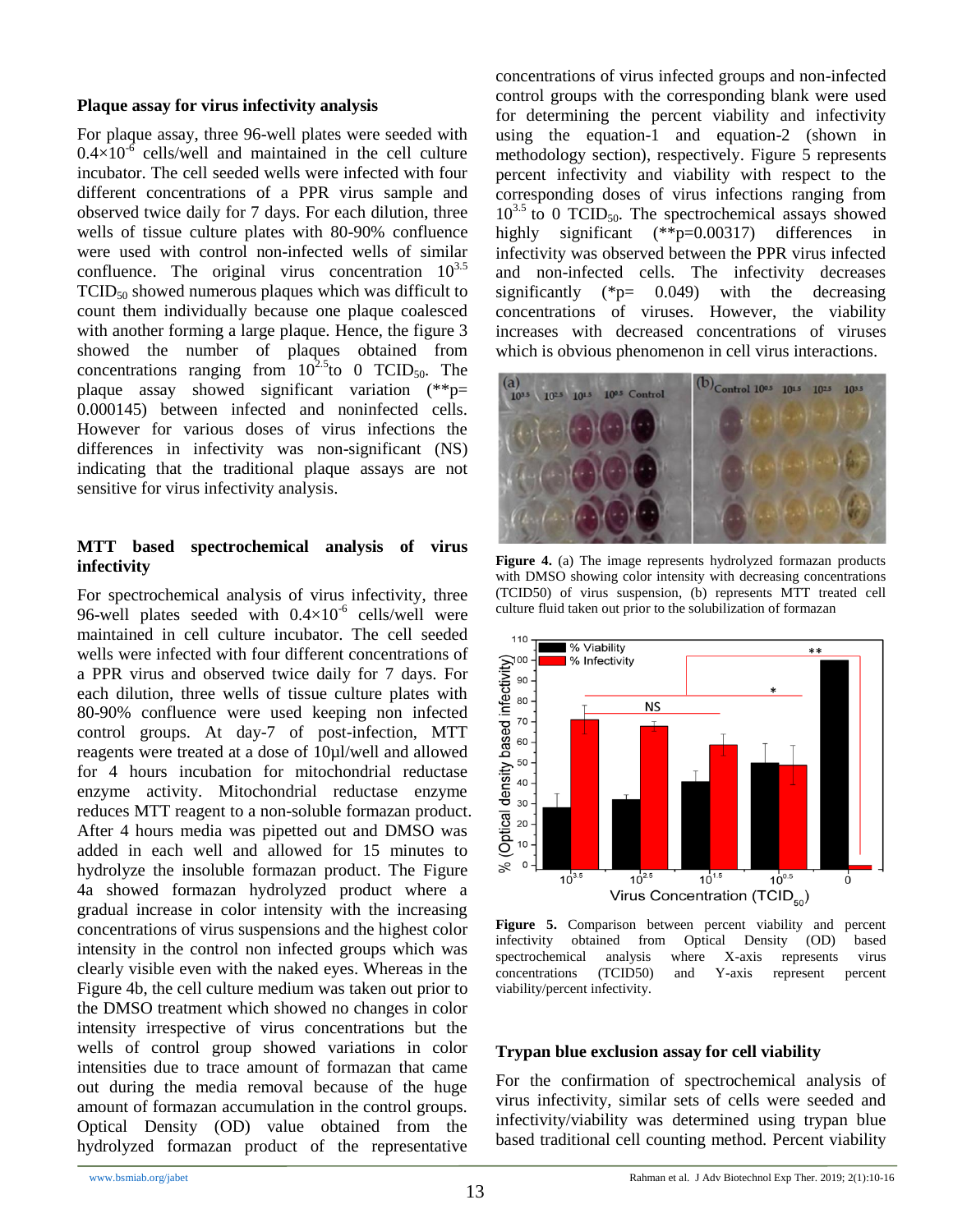## Plaque assay for virus infectivity analysis

For plaque assay, three 96-well plates were seeded with $0.4\times10^{-6}$ cells/well and maintained in the cell culture incubator. The cell seeded wells were infected with four different concentrations of a PPR virus sample and observed twice daily for 7 days. For each dilution, three wells of tissue culture plates with 80-90% confluence were used with control non-infected wells of similar confluence. The original virus concentration $10^{3.5}$ $TCID_{50}$ showed numerous plaques which was difficult to count them individually because one plaque coalesced with another forming a large plaque. Hence, the figure 3 showed the number of plaques obtained from concentrations ranging from $10^{2.5}$ to 0 $TCID_{50}$. The plaque assay showed significant variation (**p= 0.000145) between infected and noninfected cells. However for various doses of virus infections the differences in infectivity was non-significant (NS) indicating that the traditional plaque assays are not sensitive for virus infectivity analysis.

## MTT based spectrochemical analysis of virus infectivity

For spectrochemical analysis of virus infectivity, three 96-well plates seeded with $0.4\times10^{-6}$ cells/well were maintained in cell culture incubator. The cell seeded wells were infected with four different concentrations of a PPR virus and observed twice daily for 7 days. For each dilution, three wells of tissue culture plates with 80-90% confluence were used keeping non infected control groups. At day-7 of post-infection, MTT reagents were treated at a dose of 10μl/well and allowed for 4 hours incubation for mitochondrial reductase enzyme activity. Mitochondrial reductase enzyme reduces MTT reagent to a non-soluble formazan product. After 4 hours media was pipetted out and DMSO was added in each well and allowed for 15 minutes to hydrolyze the insoluble formazan product. The Figure 4a showed formazan hydrolyzed product where a gradual increase in color intensity with the increasing concentrations of virus suspensions and the highest color intensity in the control non infected groups which was clearly visible even with the naked eyes. Whereas in the Figure 4b, the cell culture medium was taken out prior to the DMSO treatment which showed no changes in color intensity irrespective of virus concentrations but the wells of control group showed variations in color intensities due to trace amount of formazan that came out during the media removal because of the huge amount of formazan accumulation in the control groups. Optical Density (OD) value obtained from the hydrolyzed formazan product of the representative concentrations of virus infected groups and non-infected control groups with the corresponding blank were used for determining the percent viability and infectivity using the equation-1 and equation-2 (shown in methodology section), respectively. Figure 5 represents percent infectivity and viability with respect to the corresponding doses of virus infections ranging from $10^{3.5}$ to 0 $TCID_{50}$. The spectrochemical assays showed highly significant (**p=0.00317) differences in infectivity was observed between the PPR virus infected and non-infected cells. The infectivity decreases significantly (*p= 0.049) with the decreasing concentrations of viruses. However, the viability increases with decreased concentrations of viruses which is obvious phenomenon in cell virus interactions.

**Figure 4.** (a) The image represents hydrolyzed formazan products with DMSO showing color intensity with decreasing concentrations (TCID50) of virus suspension, (b) represents MTT treated cell culture fluid taken out prior to the solubilization of formazan

**Figure 5.** Comparison between percent viability and percent infectivity obtained from Optical Density (OD) based spectrochemical analysis where X-axis represents virus concentrations (TCID50) and Y-axis represent percent viability/percent infectivity.

## Trypan blue exclusion assay for cell viability

For the confirmation of spectrochemical analysis of virus infectivity, similar sets of cells were seeded and infectivity/viability was determined using trypan blue based traditional cell counting method. Percent viability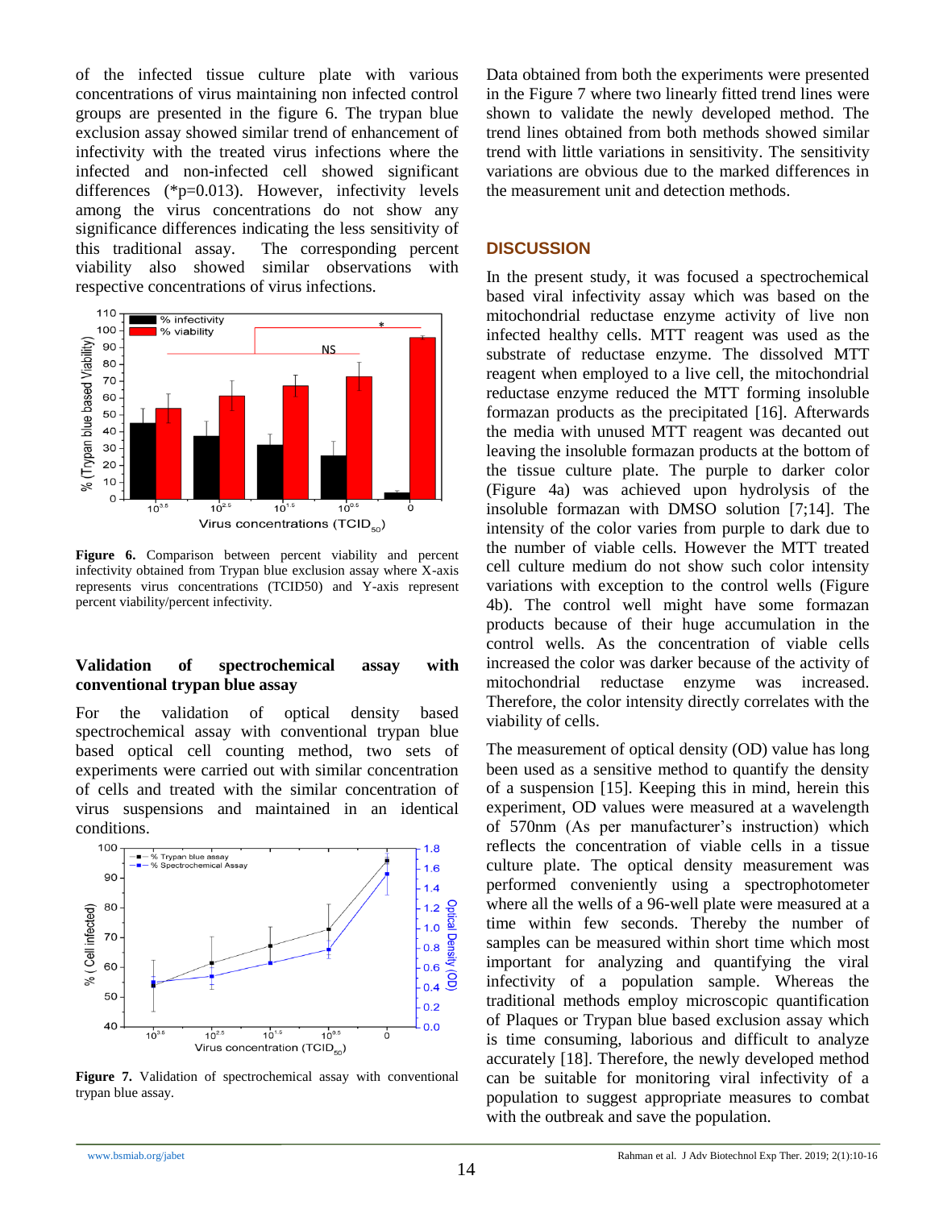of the infected tissue culture plate with various concentrations of virus maintaining non infected control groups are presented in the figure 6. The trypan blue exclusion assay showed similar trend of enhancement of infectivity with the treated virus infections where the infected and non-infected cell showed significant differences (*p=0.013). However, infectivity levels among the virus concentrations do not show any significance differences indicating the less sensitivity of this traditional assay. The corresponding percent viability also showed similar observations with respective concentrations of virus infections.

**Figure 6.** Comparison between percent viability and percent infectivity obtained from Trypan blue exclusion assay where X-axis represents virus concentrations (TCID50) and Y-axis represent percent viability/percent infectivity.

### Validation of spectrochemical assay with conventional trypan blue assay

For the validation of optical density based spectrochemical assay with conventional trypan blue based optical cell counting method, two sets of experiments were carried out with similar concentration of cells and treated with the similar concentration of virus suspensions and maintained in an identical conditions.

**Figure 7.** Validation of spectrochemical assay with conventional trypan blue assay.

Data obtained from both the experiments were presented in the Figure 7 where two linearly fitted trend lines were shown to validate the newly developed method. The trend lines obtained from both methods showed similar trend with little variations in sensitivity. The sensitivity variations are obvious due to the marked differences in the measurement unit and detection methods.

## DISCUSSION

In the present study, it was focused a spectrochemical based viral infectivity assay which was based on the mitochondrial reductase enzyme activity of live non infected healthy cells. MTT reagent was used as the substrate of reductase enzyme. The dissolved MTT reagent when employed to a live cell, the mitochondrial reductase enzyme reduced the MTT forming insoluble formazan products as the precipitated [16]. Afterwards the media with unused MTT reagent was decanted out leaving the insoluble formazan products at the bottom of the tissue culture plate. The purple to darker color (Figure 4a) was achieved upon hydrolysis of the insoluble formazan with DMSO solution [7;14]. The intensity of the color varies from purple to dark due to the number of viable cells. However the MTT treated cell culture medium do not show such color intensity variations with exception to the control wells (Figure 4b). The control well might have some formazan products because of their huge accumulation in the control wells. As the concentration of viable cells increased the color was darker because of the activity of mitochondrial reductase enzyme was increased. Therefore, the color intensity directly correlates with the viability of cells.

The measurement of optical density (OD) value has long been used as a sensitive method to quantify the density of a suspension [15]. Keeping this in mind, herein this experiment, OD values were measured at a wavelength of 570nm (As per manufacturer's instruction) which reflects the concentration of viable cells in a tissue culture plate. The optical density measurement was performed conveniently using a spectrophotometer where all the wells of a 96-well plate were measured at a time within few seconds. Thereby the number of samples can be measured within short time which most important for analyzing and quantifying the viral infectivity of a population sample. Whereas the traditional methods employ microscopic quantification of Plaques or Trypan blue based exclusion assay which is time consuming, laborious and difficult to analyze accurately [18]. Therefore, the newly developed method can be suitable for monitoring viral infectivity of a population to suggest appropriate measures to combat with the outbreak and save the population.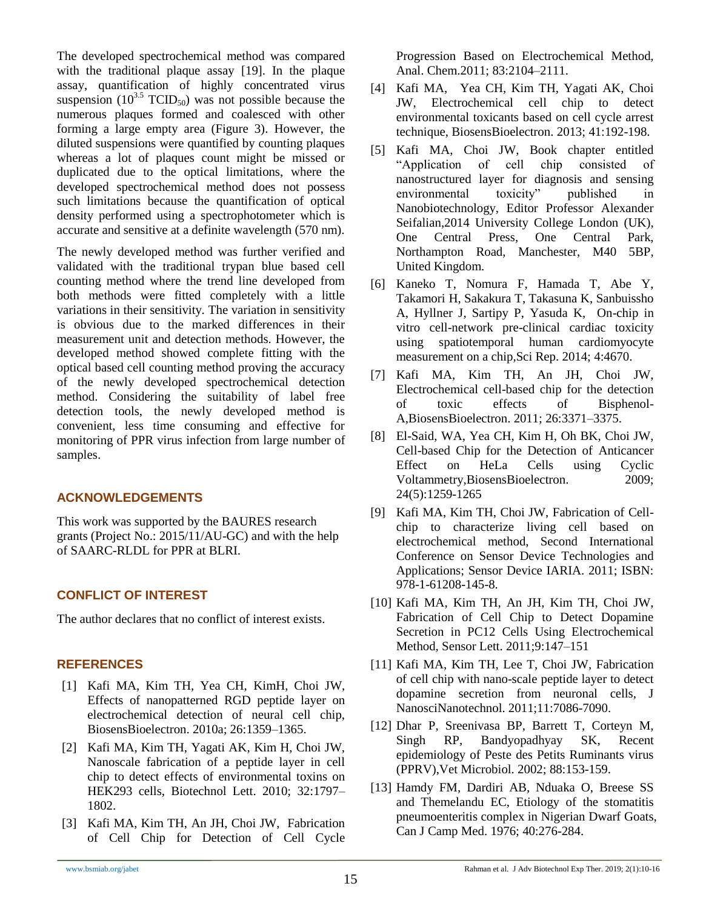The developed spectrochemical method was compared with the traditional plaque assay [19]. In the plaque assay, quantification of highly concentrated virus suspension ($10^{3.5}$ $TCID_{50}$) was not possible because the numerous plaques formed and coalesced with other forming a large empty area (Figure 3). However, the diluted suspensions were quantified by counting plaques whereas a lot of plaques count might be missed or duplicated due to the optical limitations, where the developed spectrochemical method does not possess such limitations because the quantification of optical density performed using a spectrophotometer which is accurate and sensitive at a definite wavelength (570 nm).

The newly developed method was further verified and validated with the traditional trypan blue based cell counting method where the trend line developed from both methods were fitted completely with a little variations in their sensitivity. The variation in sensitivity is obvious due to the marked differences in their measurement unit and detection methods. However, the developed method showed complete fitting with the optical based cell counting method proving the accuracy of the newly developed spectrochemical detection method. Considering the suitability of label free detection tools, the newly developed method is convenient, less time consuming and effective for monitoring of PPR virus infection from large number of samples.

## ACKNOWLEDGEMENTS

This work was supported by the BAURES research grants (Project No.: 2015/11/AU-GC) and with the help of SAARC-RLDL for PPR at BLRI.

## CONFLICT OF INTEREST

The author declares that no conflict of interest exists.

## REFERENCES

[1] Kafi MA, Kim TH, Yea CH, KimH, Choi JW, Effects of nanopatterned RGD peptide layer on electrochemical detection of neural cell chip, BiosensBioelectron. 2010a; 26:1359–1365.

[2] Kafi MA, Kim TH, Yagati AK, Kim H, Choi JW, Nanoscale fabrication of a peptide layer in cell chip to detect effects of environmental toxins on HEK293 cells, Biotechnol Lett. 2010; 32:1797–1802.

[3] Kafi MA, Kim TH, An JH, Choi JW, Fabrication of Cell Chip for Detection of Cell Cycle Progression Based on Electrochemical Method, Anal. Chem.2011; 83:2104–2111.

[4] Kafi MA, Yea CH, Kim TH, Yagati AK, Choi JW, Electrochemical cell chip to detect environmental toxicants based on cell cycle arrest technique, BiosensBioelectron. 2013; 41:192-198.

[5] Kafi MA, Choi JW, Book chapter entitled "Application of cell chip consisted of nanostructured layer for diagnosis and sensing environmental toxicity" published in Nanobiotechnology, Editor Professor Alexander Seifalian,2014 University College London (UK), One Central Press, One Central Park, Northampton Road, Manchester, M40 5BP, United Kingdom.

[6] Kaneko T, Nomura F, Hamada T, Abe Y, Takamori H, Sakakura T, Takasuna K, Sanbuissho A, Hyllner J, Sartipy P, Yasuda K, On-chip in vitro cell-network pre-clinical cardiac toxicity using spatiotemporal human cardiomyocyte measurement on a chip,Sci Rep. 2014; 4:4670.

[7] Kafi MA, Kim TH, An JH, Choi JW, Electrochemical cell-based chip for the detection of toxic effects of Bisphenol-A,BiosensBioelectron. 2011; 26:3371–3375.

[8] El-Said, WA, Yea CH, Kim H, Oh BK, Choi JW, Cell-based Chip for the Detection of Anticancer Effect on HeLa Cells using Cyclic Voltammetry,BiosensBioelectron. 2009; 24(5):1259-1265

[9] Kafi MA, Kim TH, Choi JW, Fabrication of Cell-chip to characterize living cell based on electrochemical method, Second International Conference on Sensor Device Technologies and Applications; Sensor Device IARIA. 2011; ISBN: 978-1-61208-145-8.

[10] Kafi MA, Kim TH, An JH, Kim TH, Choi JW, Fabrication of Cell Chip to Detect Dopamine Secretion in PC12 Cells Using Electrochemical Method, Sensor Lett. 2011;9:147–151

[11] Kafi MA, Kim TH, Lee T, Choi JW, Fabrication of cell chip with nano-scale peptide layer to detect dopamine secretion from neuronal cells, J NanosciNanotechnol. 2011;11:7086-7090.

[12] Dhar P, Sreenivasa BP, Barrett T, Corteyn M, Singh RP, Bandyopadhyay SK, Recent epidemiology of Peste des Petits Ruminants virus (PPRV),Vet Microbiol. 2002; 88:153-159.

[13] Hamdy FM, Dardiri AB, Nduaka O, Breese SS and Themelandu EC, Etiology of the stomatitis pneumoenteritis complex in Nigerian Dwarf Goats, Can J Camp Med. 1976; 40:276-284.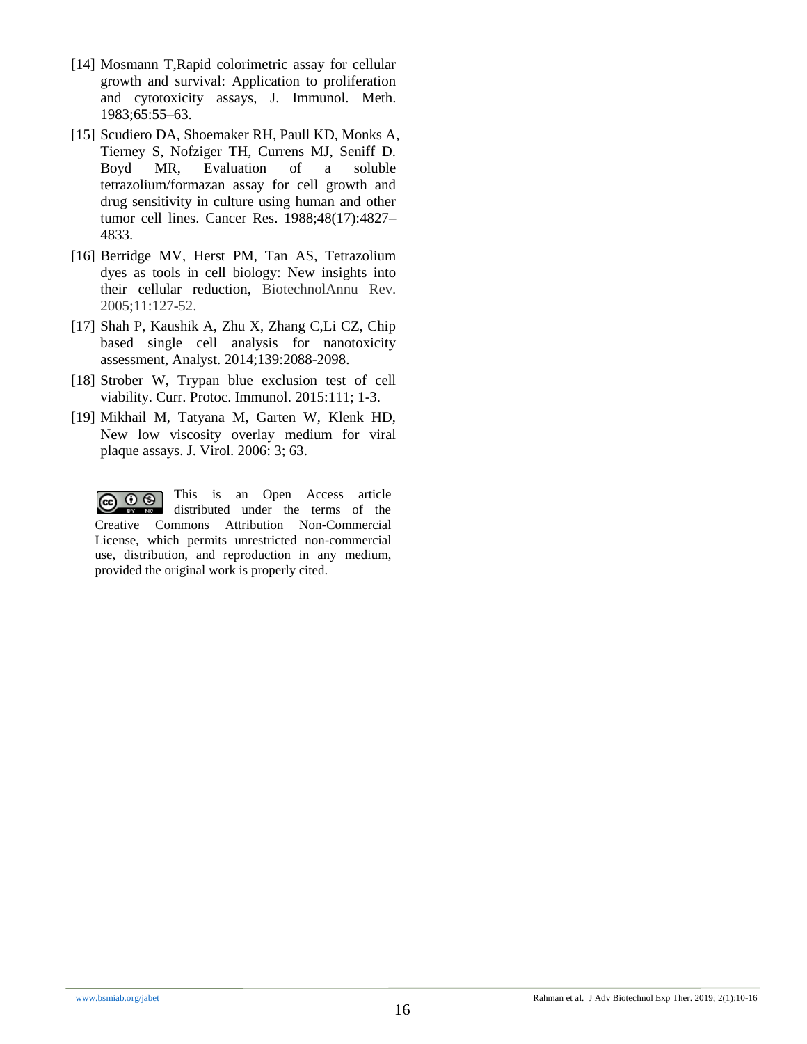[14] Mosmann T,Rapid colorimetric assay for cellular growth and survival: Application to proliferation and cytotoxicity assays, J. Immunol. Meth. 1983;65:55–63.

[15] Scudiero DA, Shoemaker RH, Paull KD, Monks A, Tierney S, Nofziger TH, Currens MJ, Seniff D. Boyd MR, Evaluation of a soluble tetrazolium/formazan assay for cell growth and drug sensitivity in culture using human and other tumor cell lines. Cancer Res. 1988;48(17):4827–4833.

[16] Berridge MV, Herst PM, Tan AS, Tetrazolium dyes as tools in cell biology: New insights into their cellular reduction, BiotechnolAnnu Rev. 2005;11:127-52.

[17] Shah P, Kaushik A, Zhu X, Zhang C,Li CZ, Chip based single cell analysis for nanotoxicity assessment, Analyst. 2014;139:2088-2098.

[18] Strober W, Trypan blue exclusion test of cell viability. Curr. Protoc. Immunol. 2015:111; 1-3.

[19] Mikhail M, Tatyana M, Garten W, Klenk HD, New low viscosity overlay medium for viral plaque assays. J. Virol. 2006: 3; 63.

This is an Open Access article distributed under the terms of the Creative Commons Attribution Non-Commercial License, which permits unrestricted non-commercial use, distribution, and reproduction in any medium, provided the original work is properly cited.